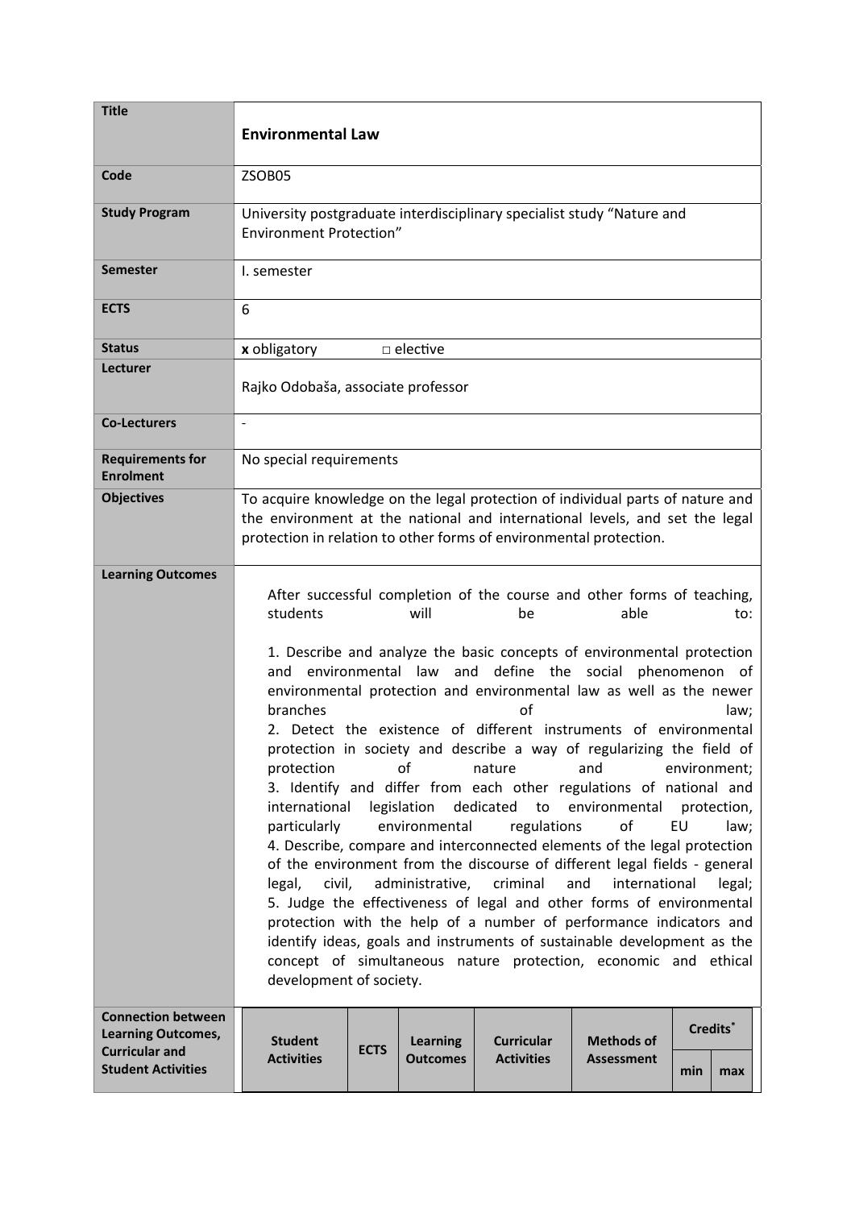| Title | **Environmental Law** |
|---|---|
| **Code** | ZSOB05 |
| **Study Program** | University postgraduate interdisciplinary specialist study "Nature and Environment Protection" |
| **Semester** | I. semester |
| **ECTS** | 6 |
| **Status** | **x** obligatory □ elective |
| **Lecturer** | Rajko Odobaša, associate professor |
| **Co-Lecturers** | - |
| **Requirements for Enrolment** | No special requirements |
| **Objectives** | To acquire knowledge on the legal protection of individual parts of nature and the environment at the national and international levels, and set the legal protection in relation to other forms of environmental protection. |
| **Learning Outcomes** | After successful completion of the course and other forms of teaching, students will be able to:<br><br>1. Describe and analyze the basic concepts of environmental protection and environmental law and define the social phenomenon of environmental protection and environmental law as well as the newer branches of law;<br>2. Detect the existence of different instruments of environmental protection in society and describe a way of regularizing the field of protection of nature and environment;<br>3. Identify and differ from each other regulations of national and international legislation dedicated to environmental protection, particularly environmental regulations of EU law;<br>4. Describe, compare and interconnected elements of the legal protection of the environment from the discourse of different legal fields - general legal, civil, administrative, criminal and international legal;<br>5. Judge the effectiveness of legal and other forms of environmental protection with the help of a number of performance indicators and identify ideas, goals and instruments of sustainable development as the concept of simultaneous nature protection, economic and ethical development of society. |

**Connection between Learning Outcomes, Curricular and Student Activities**

| Student Activities | ECTS | Learning Outcomes | Curricular Activities | Methods of Assessment | Credits* | |
|---|---|---|---|---|---|---|
| | | | | | min | max |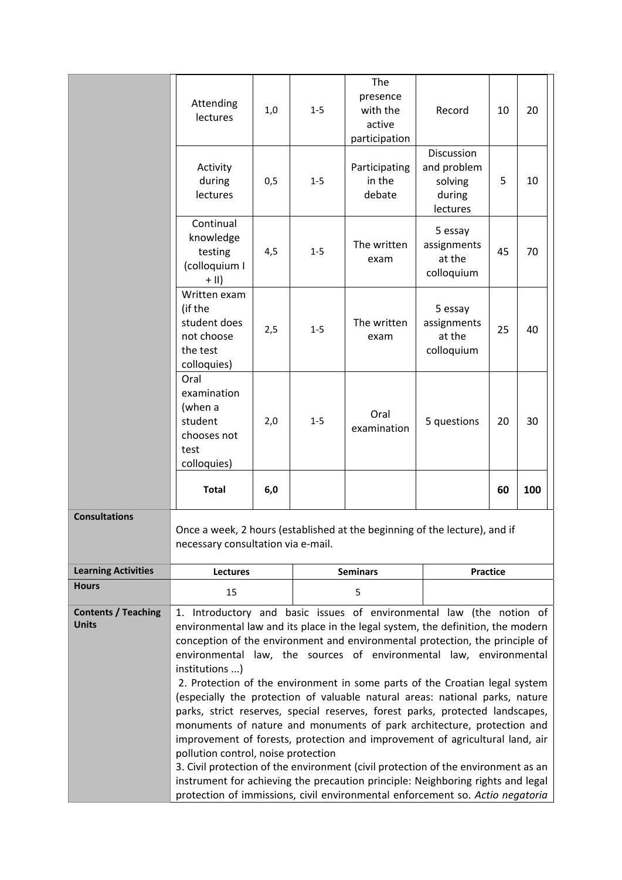| | | | | | | | |
|---|---|---|---|---|---|---|---|
| | Attending lectures | 1,0 | 1-5 | The presence with the active participation | Record | 10 | 20 |
| | Activity during lectures | 0,5 | 1-5 | Participating in the debate | Discussion and problem solving during lectures | 5 | 10 |
| | Continual knowledge testing (colloquium I + II) | 4,5 | 1-5 | The written exam | 5 essay assignments at the colloquium | 45 | 70 |
| | Written exam (if the student does not choose the test colloquies) | 2,5 | 1-5 | The written exam | 5 essay assignments at the colloquium | 25 | 40 |
| | Oral examination (when a student chooses not test colloquies) | 2,0 | 1-5 | Oral examination | 5 questions | 20 | 30 |
| | **Total** | **6,0** | | | | **60** | **100** |

| | | | |
|---|---|---|---|
| **Consultations** | Once a week, 2 hours (established at the beginning of the lecture), and if necessary consultation via e-mail. | | |
| **Learning Activities** | **Lectures** | **Seminars** | **Practice** |
| **Hours** | 15 | 5 | |
| **Contents / Teaching Units** | 1. Introductory and basic issues of environmental law (the notion of environmental law and its place in the legal system, the definition, the modern conception of the environment and environmental protection, the principle of environmental law, the sources of environmental law, environmental institutions ...)<br>2. Protection of the environment in some parts of the Croatian legal system (especially the protection of valuable natural areas: national parks, nature parks, strict reserves, special reserves, forest parks, protected landscapes, monuments of nature and monuments of park architecture, protection and improvement of forests, protection and improvement of agricultural land, air pollution control, noise protection<br>3. Civil protection of the environment (civil protection of the environment as an instrument for achieving the precaution principle: Neighboring rights and legal protection of immissions, civil environmental enforcement so. *Actio negatoria* | | |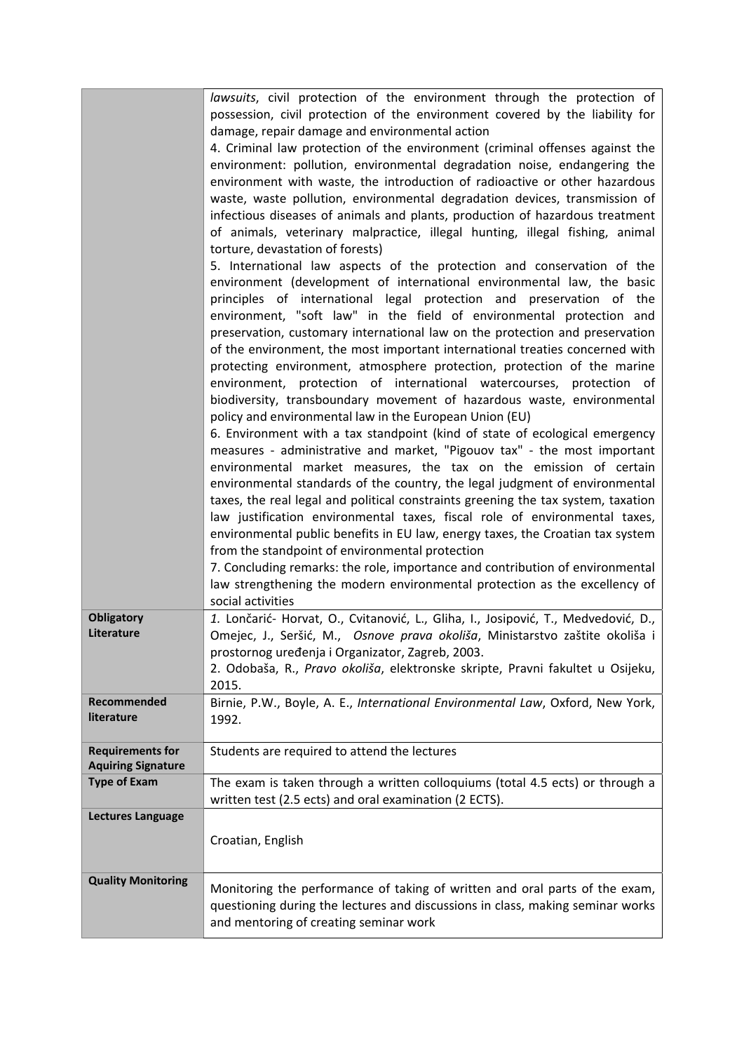| | |
|---|---|
| | *lawsuits*, civil protection of the environment through the protection of possession, civil protection of the environment covered by the liability for damage, repair damage and environmental action<br>4. Criminal law protection of the environment (criminal offenses against the environment: pollution, environmental degradation noise, endangering the environment with waste, the introduction of radioactive or other hazardous waste, waste pollution, environmental degradation devices, transmission of infectious diseases of animals and plants, production of hazardous treatment of animals, veterinary malpractice, illegal hunting, illegal fishing, animal torture, devastation of forests)<br>5. International law aspects of the protection and conservation of the environment (development of international environmental law, the basic principles of international legal protection and preservation of the environment, "soft law" in the field of environmental protection and preservation, customary international law on the protection and preservation of the environment, the most important international treaties concerned with protecting environment, atmosphere protection, protection of the marine environment, protection of international watercourses, protection of biodiversity, transboundary movement of hazardous waste, environmental policy and environmental law in the European Union (EU)<br>6. Environment with a tax standpoint (kind of state of ecological emergency measures - administrative and market, "Pigouov tax" - the most important environmental market measures, the tax on the emission of certain environmental standards of the country, the legal judgment of environmental taxes, the real legal and political constraints greening the tax system, taxation law justification environmental taxes, fiscal role of environmental taxes, environmental public benefits in EU law, energy taxes, the Croatian tax system from the standpoint of environmental protection<br>7. Concluding remarks: the role, importance and contribution of environmental law strengthening the modern environmental protection as the excellency of social activities |
| **Obligatory Literature** | *1.* Lončarić- Horvat, O., Cvitanović, L., Gliha, I., Josipović, T., Medvedović, D., Omejec, J., Seršić, M., *Osnove prava okoliša*, Ministarstvo zaštite okoliša i prostornog uređenja i Organizator, Zagreb, 2003.<br>2. Odobaša, R., *Pravo okoliša*, elektronske skripte, Pravni fakultet u Osijeku, 2015. |
| **Recommended literature** | Birnie, P.W., Boyle, A. E., *International Environmental Law*, Oxford, New York, 1992. |
| **Requirements for Aquiring Signature** | Students are required to attend the lectures |
| **Type of Exam** | The exam is taken through a written colloquiums (total 4.5 ects) or through a written test (2.5 ects) and oral examination (2 ECTS). |
| **Lectures Language** | Croatian, English |
| **Quality Monitoring** | Monitoring the performance of taking of written and oral parts of the exam, questioning during the lectures and discussions in class, making seminar works and mentoring of creating seminar work |